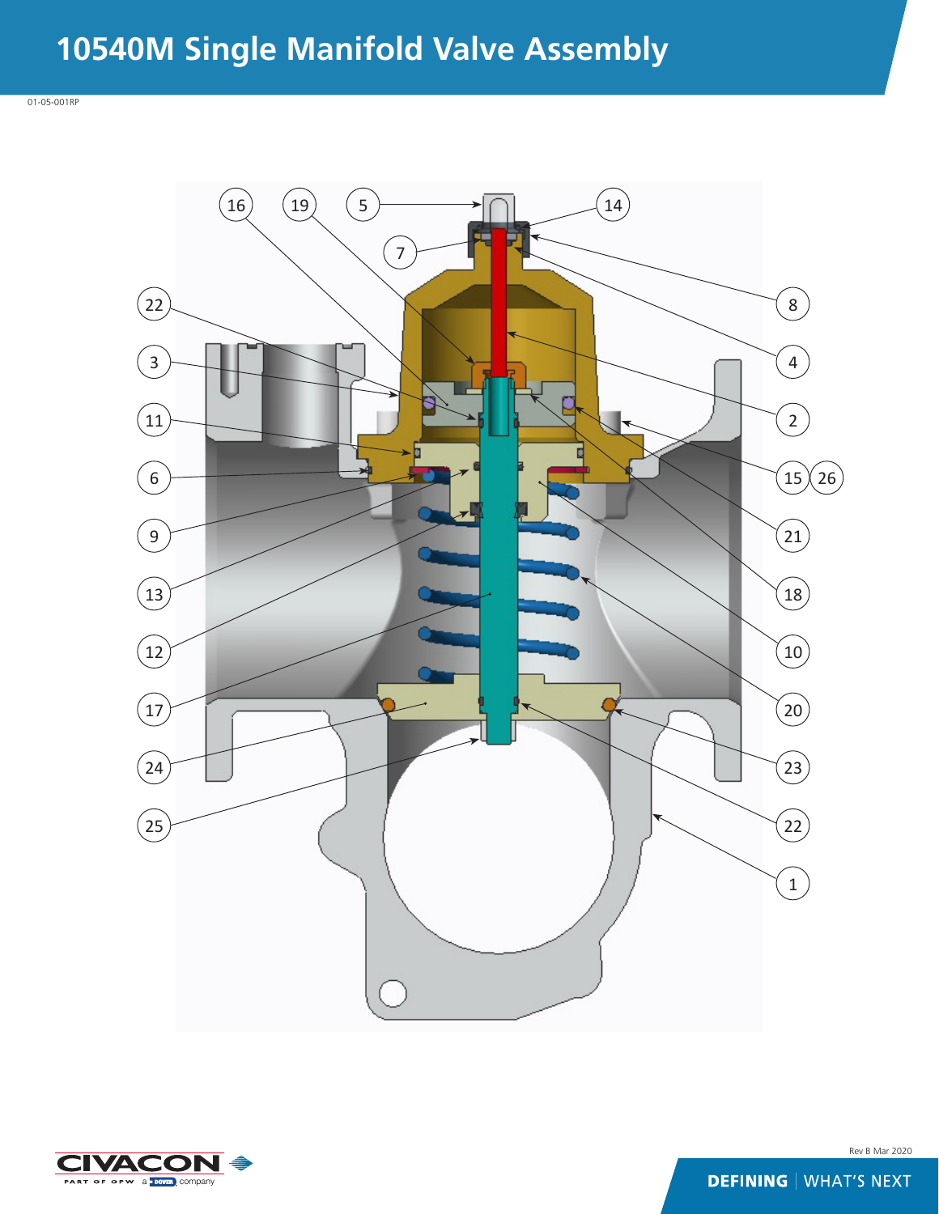# 10540M Single Manifold Valve Assembly

01-05-001RP

16 19 5 14

7

22 8

3 4

11 2

6 15 26

9 21

13 18

12 10

17 20

24 23

25 22

1

Rev B Mar 2020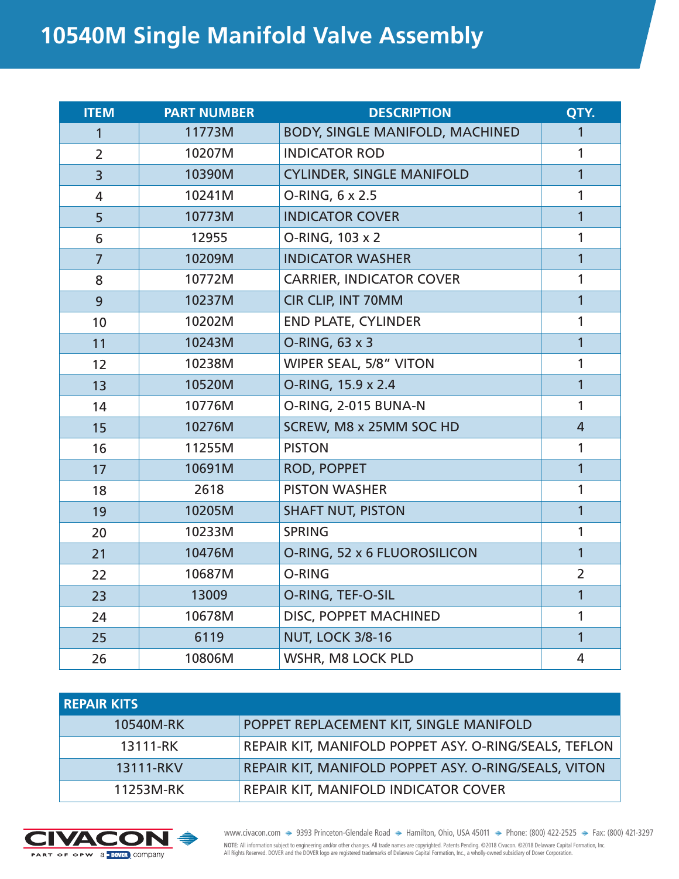# 10540M Single Manifold Valve Assembly

| ITEM | PART NUMBER | DESCRIPTION | QTY. |
|---|---|---|---|
| 1 | 11773M | BODY, SINGLE MANIFOLD, MACHINED | 1 |
| 2 | 10207M | INDICATOR ROD | 1 |
| 3 | 10390M | CYLINDER, SINGLE MANIFOLD | 1 |
| 4 | 10241M | O-RING, 6 x 2.5 | 1 |
| 5 | 10773M | INDICATOR COVER | 1 |
| 6 | 12955 | O-RING, 103 x 2 | 1 |
| 7 | 10209M | INDICATOR WASHER | 1 |
| 8 | 10772M | CARRIER, INDICATOR COVER | 1 |
| 9 | 10237M | CIR CLIP, INT 70MM | 1 |
| 10 | 10202M | END PLATE, CYLINDER | 1 |
| 11 | 10243M | O-RING, 63 x 3 | 1 |
| 12 | 10238M | WIPER SEAL, 5/8" VITON | 1 |
| 13 | 10520M | O-RING, 15.9 x 2.4 | 1 |
| 14 | 10776M | O-RING, 2-015 BUNA-N | 1 |
| 15 | 10276M | SCREW, M8 x 25MM SOC HD | 4 |
| 16 | 11255M | PISTON | 1 |
| 17 | 10691M | ROD, POPPET | 1 |
| 18 | 2618 | PISTON WASHER | 1 |
| 19 | 10205M | SHAFT NUT, PISTON | 1 |
| 20 | 10233M | SPRING | 1 |
| 21 | 10476M | O-RING, 52 x 6 FLUOROSILICON | 1 |
| 22 | 10687M | O-RING | 2 |
| 23 | 13009 | O-RING, TEF-O-SIL | 1 |
| 24 | 10678M | DISC, POPPET MACHINED | 1 |
| 25 | 6119 | NUT, LOCK 3/8-16 | 1 |
| 26 | 10806M | WSHR, M8 LOCK PLD | 4 |

| REPAIR KITS | |
|---|---|
| 10540M-RK | POPPET REPLACEMENT KIT, SINGLE MANIFOLD |
| 13111-RK | REPAIR KIT, MANIFOLD POPPET ASY. O-RING/SEALS, TEFLON |
| 13111-RKV | REPAIR KIT, MANIFOLD POPPET ASY. O-RING/SEALS, VITON |
| 11253M-RK | REPAIR KIT, MANIFOLD INDICATOR COVER |

CIVACON PART OF OPW a DOVER company

www.civacon.com ➔ 9393 Princeton-Glendale Road ➔ Hamilton, Ohio, USA 45011 ➔ Phone: (800) 422-2525 ➔ Fax: (800) 421-3297

NOTE: All information subject to engineering and/or other changes. All trade names are copyrighted. Patents Pending. ©2018 Civacon. ©2018 Delaware Capital Formation, Inc. All Rights Reserved. DOVER and the DOVER logo are registered trademarks of Delaware Capital Formation, Inc., a wholly-owned subsidiary of Dover Corporation.